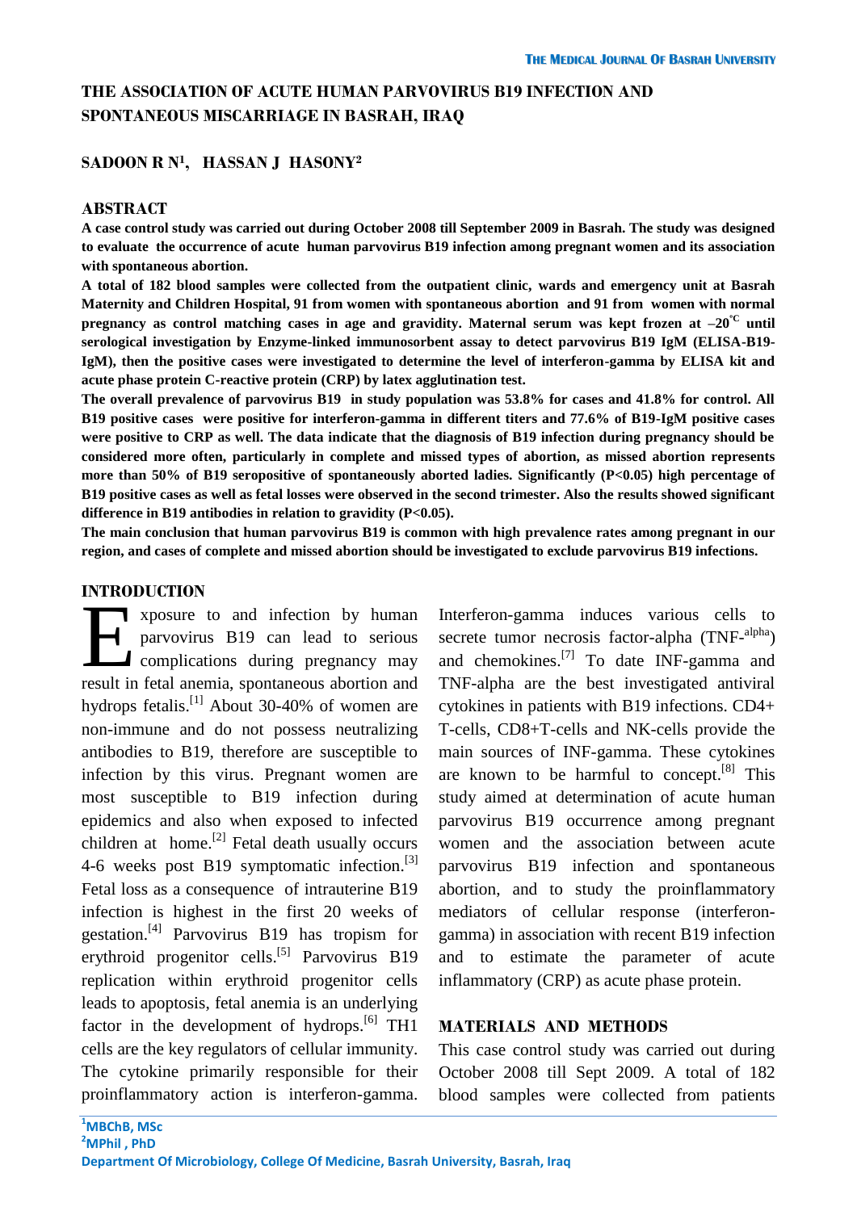# THE ASSOCIATION OF ACUTE HUMAN PARVOVIRUS B19 INFECTION AND SPONTANEOUS MISCARRIAGE IN BASRAH, IRAQ

**SADOON R N[1], HASSAN J HASONY[2]**

## ABSTRACT

**A case control study was carried out during October 2008 till September 2009 in Basrah. The study was designed to evaluate the occurrence of acute human parvovirus B19 infection among pregnant women and its association with spontaneous abortion.**

**A total of 182 blood samples were collected from the outpatient clinic, wards and emergency unit at Basrah Maternity and Children Hospital, 91 from women with spontaneous abortion and 91 from women with normal pregnancy as control matching cases in age and gravidity. Maternal serum was kept frozen at –20°C until serological investigation by Enzyme-linked immunosorbent assay to detect parvovirus B19 IgM (ELISA-B19-IgM), then the positive cases were investigated to determine the level of interferon-gamma by ELISA kit and acute phase protein C-reactive protein (CRP) by latex agglutination test.**

**The overall prevalence of parvovirus B19 in study population was 53.8% for cases and 41.8% for control. All B19 positive cases were positive for interferon-gamma in different titers and 77.6% of B19-IgM positive cases were positive to CRP as well. The data indicate that the diagnosis of B19 infection during pregnancy should be considered more often, particularly in complete and missed types of abortion, as missed abortion represents more than 50% of B19 seropositive of spontaneously aborted ladies. Significantly (P<0.05) high percentage of B19 positive cases as well as fetal losses were observed in the second trimester. Also the results showed significant difference in B19 antibodies in relation to gravidity (P<0.05).**

**The main conclusion that human parvovirus B19 is common with high prevalence rates among pregnant in our region, and cases of complete and missed abortion should be investigated to exclude parvovirus B19 infections.**

## INTRODUCTION

Exposure to and infection by human parvovirus B19 can lead to serious complications during pregnancy may result in fetal anemia, spontaneous abortion and hydrops fetalis.[1] About 30-40% of women are non-immune and do not possess neutralizing antibodies to B19, therefore are susceptible to infection by this virus. Pregnant women are most susceptible to B19 infection during epidemics and also when exposed to infected children at home.[2] Fetal death usually occurs 4-6 weeks post B19 symptomatic infection.[3] Fetal loss as a consequence of intrauterine B19 infection is highest in the first 20 weeks of gestation.[4] Parvovirus B19 has tropism for erythroid progenitor cells.[5] Parvovirus B19 replication within erythroid progenitor cells leads to apoptosis, fetal anemia is an underlying factor in the development of hydrops.[6] TH1 cells are the key regulators of cellular immunity. The cytokine primarily responsible for their proinflammatory action is interferon-gamma. Interferon-gamma induces various cells to secrete tumor necrosis factor-alpha (TNF-$^{alpha}$) and chemokines.[7] To date INF-gamma and TNF-alpha are the best investigated antiviral cytokines in patients with B19 infections. CD4+ T-cells, CD8+T-cells and NK-cells provide the main sources of INF-gamma. These cytokines are known to be harmful to concept.[8] This study aimed at determination of acute human parvovirus B19 occurrence among pregnant women and the association between acute parvovirus B19 infection and spontaneous abortion, and to study the proinflammatory mediators of cellular response (interferon-gamma) in association with recent B19 infection and to estimate the parameter of acute inflammatory (CRP) as acute phase protein.

## MATERIALS AND METHODS

This case control study was carried out during October 2008 till Sept 2009. A total of 182 blood samples were collected from patients

[1]MBChB, MSc
[2]MPhil , PhD
Department Of Microbiology, College Of Medicine, Basrah University, Basrah, Iraq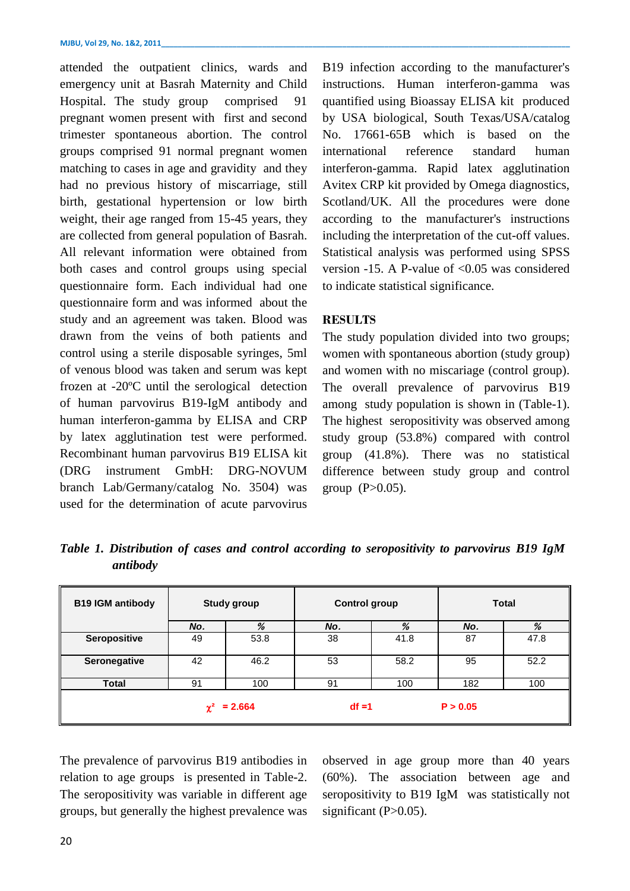attended the outpatient clinics, wards and emergency unit at Basrah Maternity and Child Hospital. The study group comprised 91 pregnant women present with first and second trimester spontaneous abortion. The control groups comprised 91 normal pregnant women matching to cases in age and gravidity and they had no previous history of miscarriage, still birth, gestational hypertension or low birth weight, their age ranged from 15-45 years, they are collected from general population of Basrah. All relevant information were obtained from both cases and control groups using special questionnaire form. Each individual had one questionnaire form and was informed about the study and an agreement was taken. Blood was drawn from the veins of both patients and control using a sterile disposable syringes, 5ml of venous blood was taken and serum was kept frozen at -20ºC until the serological detection of human parvovirus B19-IgM antibody and human interferon-gamma by ELISA and CRP by latex agglutination test were performed. Recombinant human parvovirus B19 ELISA kit (DRG instrument GmbH: DRG-NOVUM branch Lab/Germany/catalog No. 3504) was used for the determination of acute parvovirus B19 infection according to the manufacturer's instructions. Human interferon-gamma was quantified using Bioassay ELISA kit produced by USA biological, South Texas/USA/catalog No. 17661-65B which is based on the international reference standard human interferon-gamma. Rapid latex agglutination Avitex CRP kit provided by Omega diagnostics, Scotland/UK. All the procedures were done according to the manufacturer's instructions including the interpretation of the cut-off values. Statistical analysis was performed using SPSS version -15. A P-value of <0.05 was considered to indicate statistical significance.

## RESULTS

The study population divided into two groups; women with spontaneous abortion (study group) and women with no miscariage (control group). The overall prevalence of parvovirus B19 among study population is shown in (Table-1). The highest seropositivity was observed among study group (53.8%) compared with control group (41.8%). There was no statistical difference between study group and control group (P>0.05).

*Table 1. Distribution of cases and control according to seropositivity to parvovirus B19 IgM antibody*

| B19 IGM antibody | Study group | | Control group | | Total | |
|---|---|---|---|---|---|---|
| | No. | % | No. | % | No. | % |
| Seropositive | 49 | 53.8 | 38 | 41.8 | 87 | 47.8 |
| Seronegative | 42 | 46.2 | 53 | 58.2 | 95 | 52.2 |
| Total | 91 | 100 | 91 | 100 | 182 | 100 |
| $\chi^2$ = 2.664 | | | df =1 | | P > 0.05 | |

The prevalence of parvovirus B19 antibodies in relation to age groups is presented in Table-2. The seropositivity was variable in different age groups, but generally the highest prevalence was observed in age group more than 40 years (60%). The association between age and seropositivity to B19 IgM was statistically not significant (P>0.05).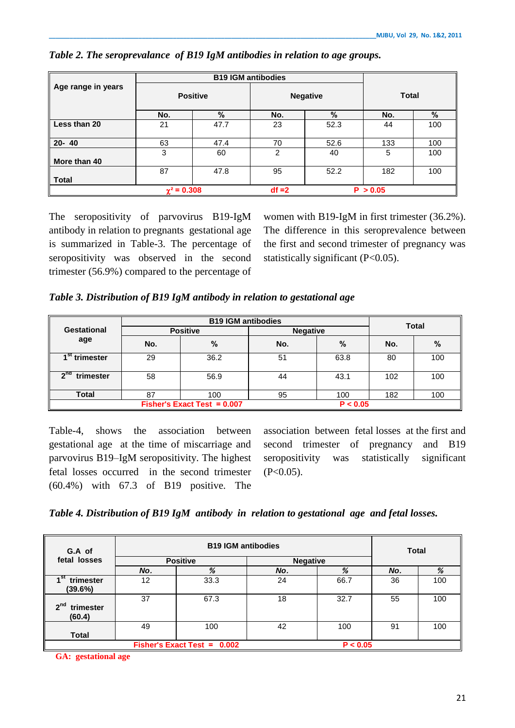*Table 2. The seroprevalance of B19 IgM antibodies in relation to age groups.*

| Age range in years | B19 IGM antibodies | | | | Total | |
|---|---|---|---|---|---|---|
| | Positive | | Negative | | | |
| | No. | % | No. | % | No. | % |
| Less than 20 | 21 | 47.7 | 23 | 52.3 | 44 | 100 |
| 20- 40 | 63 | 47.4 | 70 | 52.6 | 133 | 100 |
| More than 40 | 3 | 60 | 2 | 40 | 5 | 100 |
| Total | 87 | 47.8 | 95 | 52.2 | 182 | 100 |
| $\chi^2 = 0.308$ | | df =2 | | P > 0.05 | | |

The seropositivity of parvovirus B19-IgM antibody in relation to pregnants gestational age is summarized in Table-3. The percentage of seropositivity was observed in the second trimester (56.9%) compared to the percentage of women with B19-IgM in first trimester (36.2%). The difference in this seroprevalence between the first and second trimester of pregnancy was statistically significant (P<0.05).

*Table 3. Distribution of B19 IgM antibody in relation to gestational age*

| Gestational age | B19 IGM antibodies | | | | Total | |
|---|---|---|---|---|---|---|
| | Positive | | Negative | | | |
| | No. | % | No. | % | No. | % |
| 1st trimester | 29 | 36.2 | 51 | 63.8 | 80 | 100 |
| 2nd trimester | 58 | 56.9 | 44 | 43.1 | 102 | 100 |
| Total | 87 | 100 | 95 | 100 | 182 | 100 |
| Fisher's Exact Test = 0.007 | | | | P < 0.05 | | |

Table-4, shows the association between gestational age at the time of miscarriage and parvovirus B19–IgM seropositivity. The highest fetal losses occurred in the second trimester (60.4%) with 67.3 of B19 positive. The association between fetal losses at the first and second trimester of pregnancy and B19 seropositivity was statistically significant (P<0.05).

*Table 4. Distribution of B19 IgM antibody in relation to gestational age and fetal losses.*

| G.A of fetal losses | B19 IGM antibodies | | | | Total | |
|---|---|---|---|---|---|---|
| | Positive | | Negative | | | |
| | No. | % | No. | % | No. | % |
| 1st trimester (39.6%) | 12 | 33.3 | 24 | 66.7 | 36 | 100 |
| 2nd trimester (60.4) | 37 | 67.3 | 18 | 32.7 | 55 | 100 |
| Total | 49 | 100 | 42 | 100 | 91 | 100 |
| Fisher's Exact Test = 0.002 | | | | P < 0.05 | | |

GA: gestational age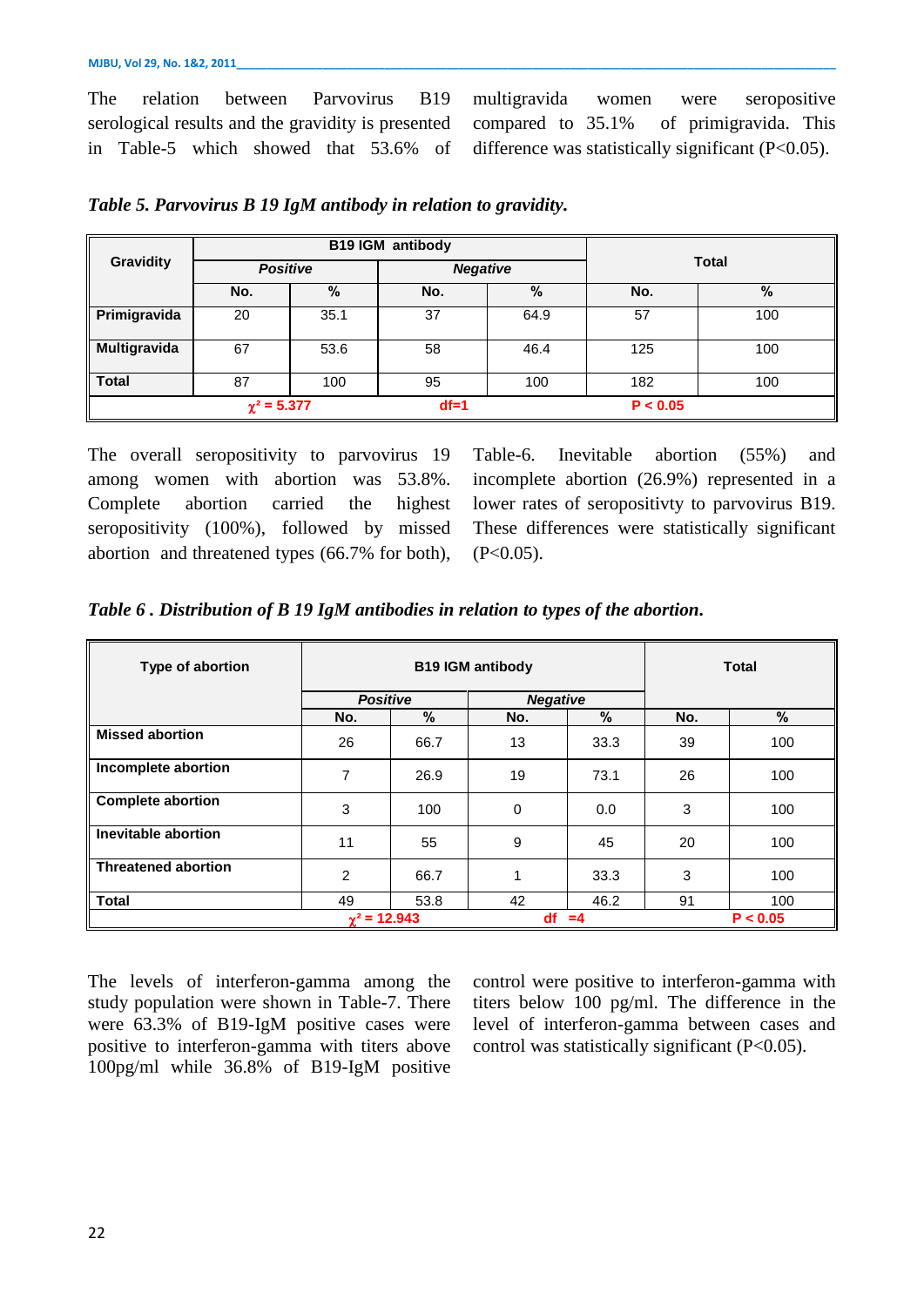The relation between Parvovirus B19 serological results and the gravidity is presented in Table-5 which showed that 53.6% of multigravida women were seropositive compared to 35.1% of primigravida. This difference was statistically significant (P<0.05).

***Table 5. Parvovirus B 19 IgM antibody in relation to gravidity.***

| Gravidity | B19 IGM antibody | | | | Total | |
|---|---|---|---|---|---|---|
| | *Positive* | | *Negative* | | | |
| | No. | % | No. | % | No. | % |
| **Primigravida** | 20 | 35.1 | 37 | 64.9 | 57 | 100 |
| **Multigravida** | 67 | 53.6 | 58 | 46.4 | 125 | 100 |
| **Total** | 87 | 100 | 95 | 100 | 182 | 100 |
| $\chi^2$ = 5.377 | | df=1 | | P < 0.05 | | |

The overall seropositivity to parvovirus 19 among women with abortion was 53.8%. Complete abortion carried the highest seropositivity (100%), followed by missed abortion and threatened types (66.7% for both), Table-6. Inevitable abortion (55%) and incomplete abortion (26.9%) represented in a lower rates of seropositivty to parvovirus B19. These differences were statistically significant (P<0.05).

***Table 6 . Distribution of B 19 IgM antibodies in relation to types of the abortion.***

| Type of abortion | B19 IGM antibody | | | | Total | |
|---|---|---|---|---|---|---|
| | *Positive* | | *Negative* | | | |
| | No. | % | No. | % | No. | % |
| **Missed abortion** | 26 | 66.7 | 13 | 33.3 | 39 | 100 |
| **Incomplete abortion** | 7 | 26.9 | 19 | 73.1 | 26 | 100 |
| **Complete abortion** | 3 | 100 | 0 | 0.0 | 3 | 100 |
| **Inevitable abortion** | 11 | 55 | 9 | 45 | 20 | 100 |
| **Threatened abortion** | 2 | 66.7 | 1 | 33.3 | 3 | 100 |
| **Total** | 49 | 53.8 | 42 | 46.2 | 91 | 100 |
| $\chi^2$ = 12.943 | | df =4 | | P < 0.05 | | |

The levels of interferon-gamma among the study population were shown in Table-7. There were 63.3% of B19-IgM positive cases were positive to interferon-gamma with titers above 100pg/ml while 36.8% of B19-IgM positive control were positive to interferon-gamma with titers below 100 pg/ml. The difference in the level of interferon-gamma between cases and control was statistically significant (P<0.05).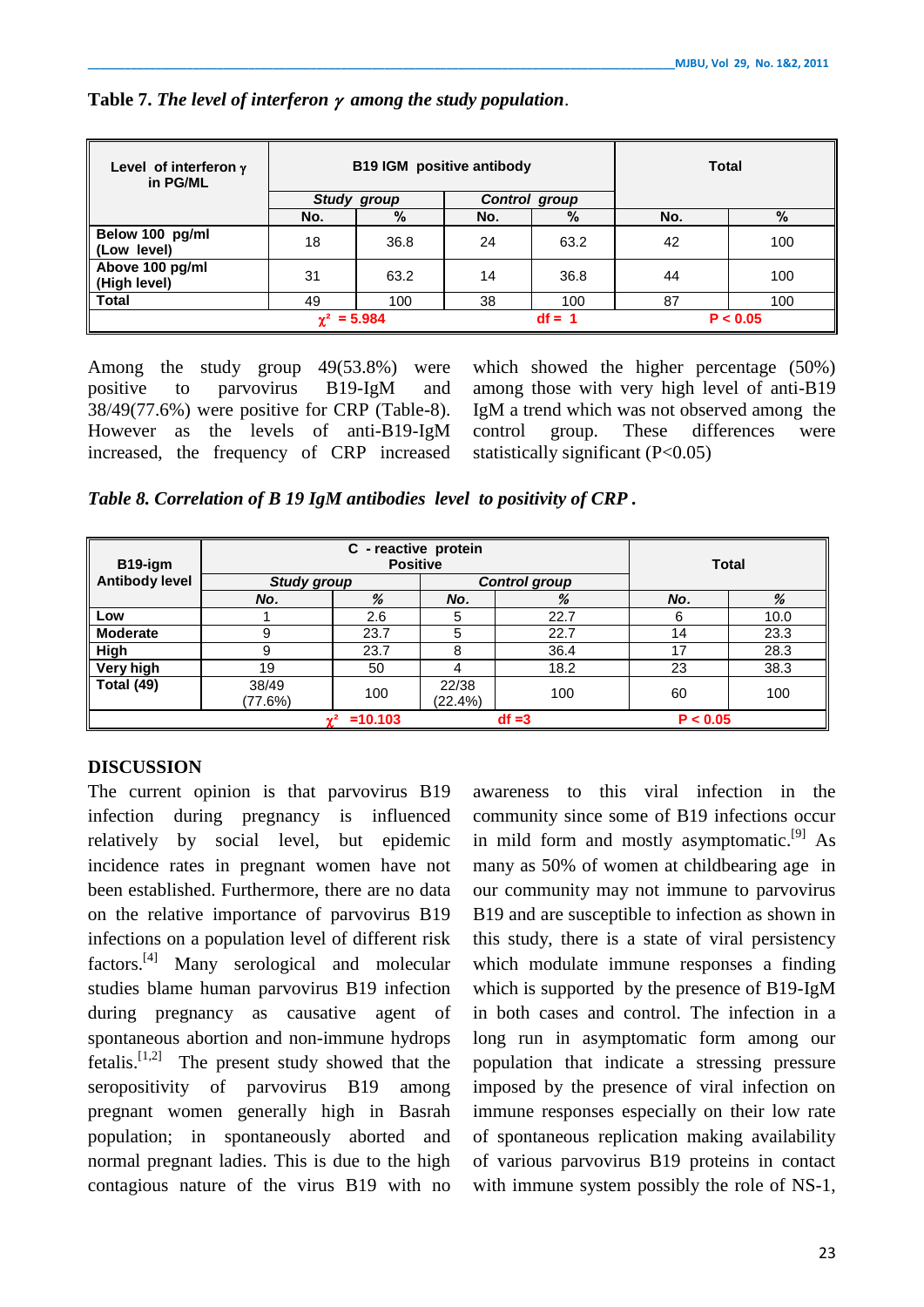**Table 7.** *The level of interferon $\gamma$ among the study population*.

| Level of interferon $\gamma$ in PG/ML | B19 IGM positive antibody | | | | Total | |
|---|---|---|---|---|---|---|
| | *Study group* | | *Control group* | | | |
| | No. | % | No. | % | No. | % |
| Below 100 pg/ml (Low level) | 18 | 36.8 | 24 | 63.2 | 42 | 100 |
| Above 100 pg/ml (High level) | 31 | 63.2 | 14 | 36.8 | 44 | 100 |
| Total | 49 | 100 | 38 | 100 | 87 | 100 |
| $\chi^2$ = 5.984 | | | df = 1 | | P < 0.05 | |

Among the study group 49(53.8%) were positive to parvovirus B19-IgM and 38/49(77.6%) were positive for CRP (Table-8). However as the levels of anti-B19-IgM increased, the frequency of CRP increased which showed the higher percentage (50%) among those with very high level of anti-B19 IgM a trend which was not observed among the control group. These differences were statistically significant (P<0.05)

*Table 8. Correlation of B 19 IgM antibodies level to positivity of CRP* **.**

| B19-igm Antibody level | C - reactive protein Positive | | | | Total | |
|---|---|---|---|---|---|---|
| | *Study group* | | *Control group* | | | |
| | *No.* | *%* | *No.* | *%* | *No.* | *%* |
| Low | 1 | 2.6 | 5 | 22.7 | 6 | 10.0 |
| Moderate | 9 | 23.7 | 5 | 22.7 | 14 | 23.3 |
| High | 9 | 23.7 | 8 | 36.4 | 17 | 28.3 |
| Very high | 19 | 50 | 4 | 18.2 | 23 | 38.3 |
| Total (49) | 38/49 (77.6%) | 100 | 22/38 (22.4%) | 100 | 60 | 100 |
| $\chi^2$ =10.103 | | | df =3 | | P < 0.05 | |

## DISCUSSION

The current opinion is that parvovirus B19 infection during pregnancy is influenced relatively by social level, but epidemic incidence rates in pregnant women have not been established. Furthermore, there are no data on the relative importance of parvovirus B19 infections on a population level of different risk factors.[4] Many serological and molecular studies blame human parvovirus B19 infection during pregnancy as causative agent of spontaneous abortion and non-immune hydrops fetalis.[1,2] The present study showed that the seropositivity of parvovirus B19 among pregnant women generally high in Basrah population; in spontaneously aborted and normal pregnant ladies. This is due to the high contagious nature of the virus B19 with no awareness to this viral infection in the community since some of B19 infections occur in mild form and mostly asymptomatic.[9] As many as 50% of women at childbearing age in our community may not immune to parvovirus B19 and are susceptible to infection as shown in this study, there is a state of viral persistency which modulate immune responses a finding which is supported by the presence of B19-IgM in both cases and control. The infection in a long run in asymptomatic form among our population that indicate a stressing pressure imposed by the presence of viral infection on immune responses especially on their low rate of spontaneous replication making availability of various parvovirus B19 proteins in contact with immune system possibly the role of NS-1,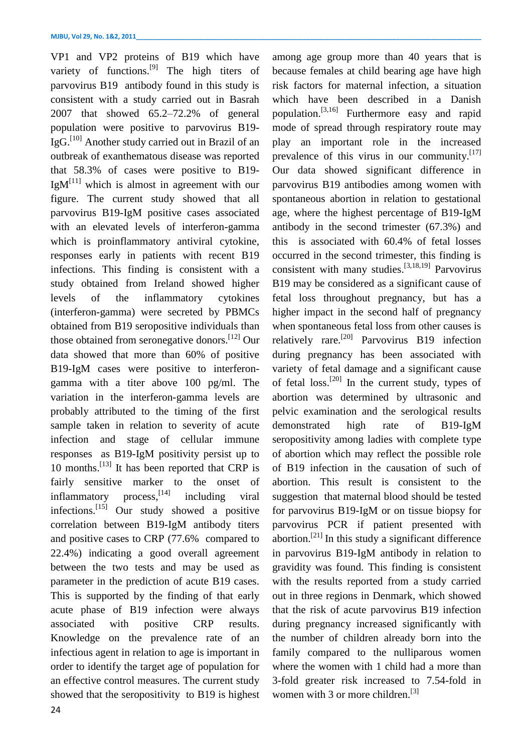VP1 and VP2 proteins of B19 which have variety of functions.[9] The high titers of parvovirus B19 antibody found in this study is consistent with a study carried out in Basrah 2007 that showed 65.2–72.2% of general population were positive to parvovirus B19-IgG.[10] Another study carried out in Brazil of an outbreak of exanthematous disease was reported that 58.3% of cases were positive to B19-IgM[11] which is almost in agreement with our figure. The current study showed that all parvovirus B19-IgM positive cases associated with an elevated levels of interferon-gamma which is proinflammatory antiviral cytokine, responses early in patients with recent B19 infections. This finding is consistent with a study obtained from Ireland showed higher levels of the inflammatory cytokines (interferon-gamma) were secreted by PBMCs obtained from B19 seropositive individuals than those obtained from seronegative donors.[12] Our data showed that more than 60% of positive B19-IgM cases were positive to interferon-gamma with a titer above 100 pg/ml. The variation in the interferon-gamma levels are probably attributed to the timing of the first sample taken in relation to severity of acute infection and stage of cellular immune responses as B19-IgM positivity persist up to 10 months.[13] It has been reported that CRP is fairly sensitive marker to the onset of inflammatory process,[14] including viral infections.[15] Our study showed a positive correlation between B19-IgM antibody titers and positive cases to CRP (77.6% compared to 22.4%) indicating a good overall agreement between the two tests and may be used as parameter in the prediction of acute B19 cases. This is supported by the finding of that early acute phase of B19 infection were always associated with positive CRP results. Knowledge on the prevalence rate of an infectious agent in relation to age is important in order to identify the target age of population for an effective control measures. The current study showed that the seropositivity to B19 is highest among age group more than 40 years that is because females at child bearing age have high risk factors for maternal infection, a situation which have been described in a Danish population.[3,16] Furthermore easy and rapid mode of spread through respiratory route may play an important role in the increased prevalence of this virus in our community.[17] Our data showed significant difference in parvovirus B19 antibodies among women with spontaneous abortion in relation to gestational age, where the highest percentage of B19-IgM antibody in the second trimester (67.3%) and this is associated with 60.4% of fetal losses occurred in the second trimester, this finding is consistent with many studies.[3,18,19] Parvovirus B19 may be considered as a significant cause of fetal loss throughout pregnancy, but has a higher impact in the second half of pregnancy when spontaneous fetal loss from other causes is relatively rare.[20] Parvovirus B19 infection during pregnancy has been associated with variety of fetal damage and a significant cause of fetal loss.[20] In the current study, types of abortion was determined by ultrasonic and pelvic examination and the serological results demonstrated high rate of B19-IgM seropositivity among ladies with complete type of abortion which may reflect the possible role of B19 infection in the causation of such of abortion. This result is consistent to the suggestion that maternal blood should be tested for parvovirus B19-IgM or on tissue biopsy for parvovirus PCR if patient presented with abortion.[21] In this study a significant difference in parvovirus B19-IgM antibody in relation to gravidity was found. This finding is consistent with the results reported from a study carried out in three regions in Denmark, which showed that the risk of acute parvovirus B19 infection during pregnancy increased significantly with the number of children already born into the family compared to the nulliparous women where the women with 1 child had a more than 3-fold greater risk increased to 7.54-fold in women with 3 or more children.[3]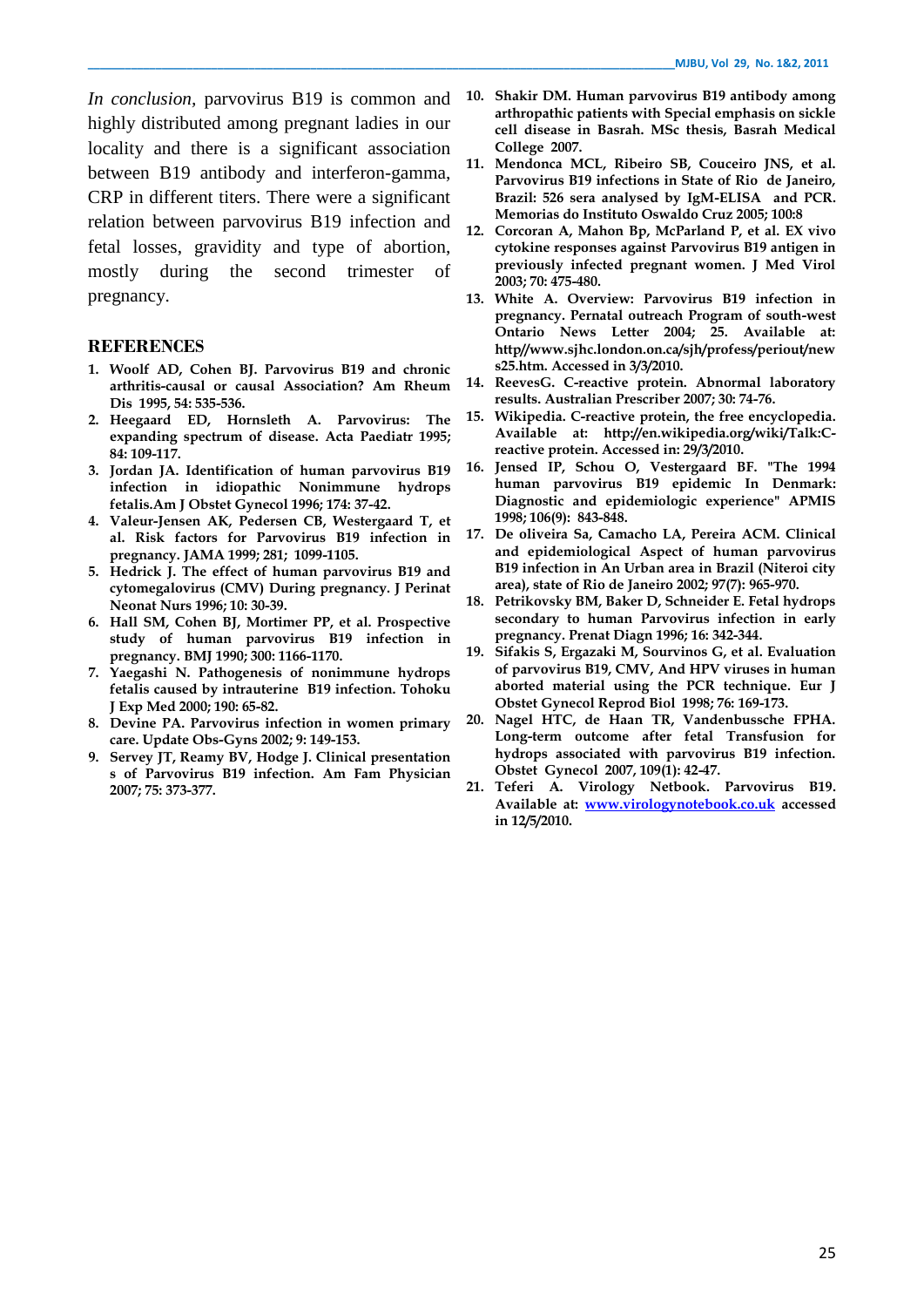*In conclusion*, parvovirus B19 is common and highly distributed among pregnant ladies in our locality and there is a significant association between B19 antibody and interferon-gamma, CRP in different titers. There were a significant relation between parvovirus B19 infection and fetal losses, gravidity and type of abortion, mostly during the second trimester of pregnancy.

## REFERENCES

1. **Woolf AD, Cohen BJ. Parvovirus B19 and chronic arthritis-causal or causal Association? Am Rheum Dis 1995, 54: 535-536.**
2. **Heegaard ED, Hornsleth A. Parvovirus: The expanding spectrum of disease. Acta Paediatr 1995; 84: 109-117.**
3. **Jordan JA. Identification of human parvovirus B19 infection in idiopathic Nonimmune hydrops fetalis.Am J Obstet Gynecol 1996; 174: 37-42.**
4. **Valeur-Jensen AK, Pedersen CB, Westergaard T, et al. Risk factors for Parvovirus B19 infection in pregnancy. JAMA 1999; 281; 1099-1105.**
5. **Hedrick J. The effect of human parvovirus B19 and cytomegalovirus (CMV) During pregnancy. J Perinat Neonat Nurs 1996; 10: 30-39.**
6. **Hall SM, Cohen BJ, Mortimer PP, et al. Prospective study of human parvovirus B19 infection in pregnancy. BMJ 1990; 300: 1166-1170.**
7. **Yaegashi N. Pathogenesis of nonimmune hydrops fetalis caused by intrauterine B19 infection. Tohoku J Exp Med 2000; 190: 65-82.**
8. **Devine PA. Parvovirus infection in women primary care. Update Obs-Gyns 2002; 9: 149-153.**
9. **Servey JT, Reamy BV, Hodge J. Clinical presentation s of Parvovirus B19 infection. Am Fam Physician 2007; 75: 373-377.**
10. **Shakir DM. Human parvovirus B19 antibody among arthropathic patients with Special emphasis on sickle cell disease in Basrah. MSc thesis, Basrah Medical College 2007.**
11. **Mendonca MCL, Ribeiro SB, Couceiro JNS, et al. Parvovirus B19 infections in State of Rio de Janeiro, Brazil: 526 sera analysed by IgM-ELISA and PCR. Memorias do Instituto Oswaldo Cruz 2005; 100:8**
12. **Corcoran A, Mahon Bp, McParland P, et al. EX vivo cytokine responses against Parvovirus B19 antigen in previously infected pregnant women. J Med Virol 2003; 70: 475-480.**
13. **White A. Overview: Parvovirus B19 infection in pregnancy. Pernatal outreach Program of south-west Ontario News Letter 2004; 25. Available at: http//www.sjhc.london.on.ca/sjh/profess/periout/new s25.htm. Accessed in 3/3/2010.**
14. **ReevesG. C-reactive protein. Abnormal laboratory results. Australian Prescriber 2007; 30: 74-76.**
15. **Wikipedia. C-reactive protein, the free encyclopedia. Available at: http://en.wikipedia.org/wiki/Talk:C-reactive protein. Accessed in: 29/3/2010.**
16. **Jensed IP, Schou O, Vestergaard BF. "The 1994 human parvovirus B19 epidemic In Denmark: Diagnostic and epidemiologic experience" APMIS 1998; 106(9): 843-848.**
17. **De oliveira Sa, Camacho LA, Pereira ACM. Clinical and epidemiological Aspect of human parvovirus B19 infection in An Urban area in Brazil (Niteroi city area), state of Rio de Janeiro 2002; 97(7): 965-970.**
18. **Petrikovsky BM, Baker D, Schneider E. Fetal hydrops secondary to human Parvovirus infection in early pregnancy. Prenat Diagn 1996; 16: 342-344.**
19. **Sifakis S, Ergazaki M, Sourvinos G, et al. Evaluation of parvovirus B19, CMV, And HPV viruses in human aborted material using the PCR technique. Eur J Obstet Gynecol Reprod Biol 1998; 76: 169-173.**
20. **Nagel HTC, de Haan TR, Vandenbussche FPHA. Long-term outcome after fetal Transfusion for hydrops associated with parvovirus B19 infection. Obstet Gynecol 2007, 109(1): 42-47.**
21. **Teferi A. Virology Netbook. Parvovirus B19. Available at: www.virologynotebook.co.uk accessed in 12/5/2010.**